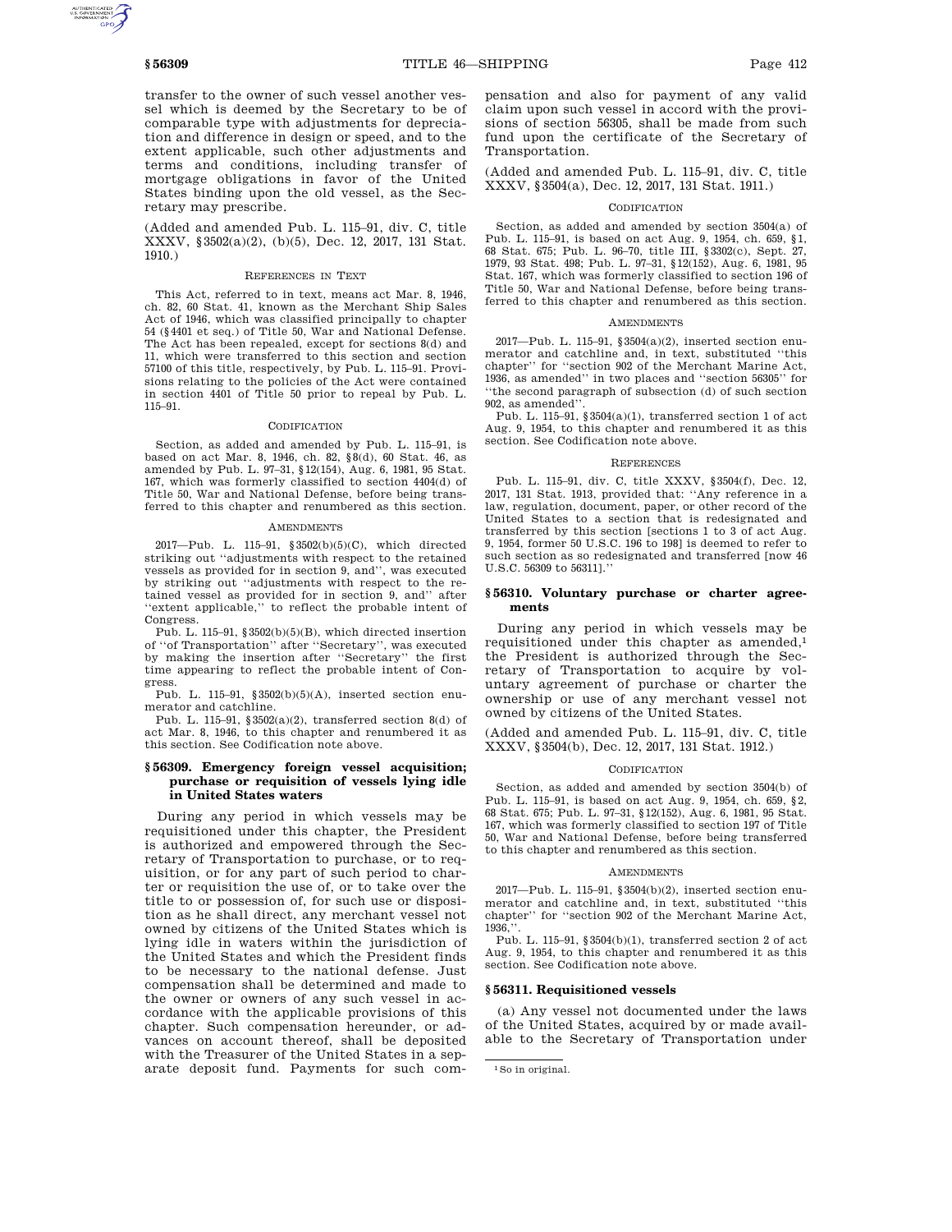transfer to the owner of such vessel another vessel which is deemed by the Secretary to be of comparable type with adjustments for depreciation and difference in design or speed, and to the extent applicable, such other adjustments and terms and conditions, including transfer of mortgage obligations in favor of the United States binding upon the old vessel, as the Secretary may prescribe.

(Added and amended Pub. L. 115–91, div. C, title XXXV, §3502(a)(2), (b)(5), Dec. 12, 2017, 131 Stat. 1910.)

REFERENCES IN TEXT

This Act, referred to in text, means act Mar. 8, 1946, ch. 82, 60 Stat. 41, known as the Merchant Ship Sales Act of 1946, which was classified principally to chapter 54 (§4401 et seq.) of Title 50, War and National Defense. The Act has been repealed, except for sections 8(d) and 11, which were transferred to this section and section 57100 of this title, respectively, by Pub. L. 115–91. Provisions relating to the policies of the Act were contained in section 4401 of Title 50 prior to repeal by Pub. L. 115–91.

CODIFICATION

Section, as added and amended by Pub. L. 115–91, is based on act Mar. 8, 1946, ch. 82, §8(d), 60 Stat. 46, as amended by Pub. L. 97–31, §12(154), Aug. 6, 1981, 95 Stat. 167, which was formerly classified to section 4404(d) of Title 50, War and National Defense, before being transferred to this chapter and renumbered as this section.

AMENDMENTS

2017—Pub. L. 115–91, §3502(b)(5)(C), which directed striking out "adjustments with respect to the retained vessels as provided for in section 9, and", was executed by striking out "adjustments with respect to the retained vessel as provided for in section 9, and" after "extent applicable," to reflect the probable intent of Congress.

Pub. L. 115–91, §3502(b)(5)(B), which directed insertion of "of Transportation" after "Secretary", was executed by making the insertion after "Secretary" the first time appearing to reflect the probable intent of Congress.

Pub. L. 115–91, §3502(b)(5)(A), inserted section enumerator and catchline.

Pub. L. 115–91, §3502(a)(2), transferred section 8(d) of act Mar. 8, 1946, to this chapter and renumbered it as this section. See Codification note above.

### §56309. Emergency foreign vessel acquisition; purchase or requisition of vessels lying idle in United States waters

During any period in which vessels may be requisitioned under this chapter, the President is authorized and empowered through the Secretary of Transportation to purchase, or to requisition, or for any part of such period to charter or requisition the use of, or to take over the title to or possession of, for such use or disposition as he shall direct, any merchant vessel not owned by citizens of the United States which is lying idle in waters within the jurisdiction of the United States and which the President finds to be necessary to the national defense. Just compensation shall be determined and made to the owner or owners of any such vessel in accordance with the applicable provisions of this chapter. Such compensation hereunder, or advances on account thereof, shall be deposited with the Treasurer of the United States in a separate deposit fund. Payments for such compensation and also for payment of any valid claim upon such vessel in accord with the provisions of section 56305, shall be made from such fund upon the certificate of the Secretary of Transportation.

(Added and amended Pub. L. 115–91, div. C, title XXXV, §3504(a), Dec. 12, 2017, 131 Stat. 1911.)

CODIFICATION

Section, as added and amended by section 3504(a) of Pub. L. 115–91, is based on act Aug. 9, 1954, ch. 659, §1, 68 Stat. 675; Pub. L. 96–70, title III, §3302(c), Sept. 27, 1979, 93 Stat. 498; Pub. L. 97–31, §12(152), Aug. 6, 1981, 95 Stat. 167, which was formerly classified to section 196 of Title 50, War and National Defense, before being transferred to this chapter and renumbered as this section.

AMENDMENTS

2017—Pub. L. 115–91, §3504(a)(2), inserted section enumerator and catchline and, in text, substituted "this chapter" for "section 902 of the Merchant Marine Act, 1936, as amended" in two places and "section 56305" for "the second paragraph of subsection (d) of such section 902, as amended".

Pub. L. 115–91, §3504(a)(1), transferred section 1 of act Aug. 9, 1954, to this chapter and renumbered it as this section. See Codification note above.

REFERENCES

Pub. L. 115–91, div. C, title XXXV, §3504(f), Dec. 12, 2017, 131 Stat. 1913, provided that: "Any reference in a law, regulation, document, paper, or other record of the United States to a section that is redesignated and transferred by this section [sections 1 to 3 of act Aug. 9, 1954, former 50 U.S.C. 196 to 198] is deemed to refer to such section as so redesignated and transferred [now 46 U.S.C. 56309 to 56311]."

### §56310. Voluntary purchase or charter agreements

During any period in which vessels may be requisitioned under this chapter as amended,[1] the President is authorized through the Secretary of Transportation to acquire by voluntary agreement of purchase or charter the ownership or use of any merchant vessel not owned by citizens of the United States.

(Added and amended Pub. L. 115–91, div. C, title XXXV, §3504(b), Dec. 12, 2017, 131 Stat. 1912.)

CODIFICATION

Section, as added and amended by section 3504(b) of Pub. L. 115–91, is based on act Aug. 9, 1954, ch. 659, §2, 68 Stat. 675; Pub. L. 97–31, §12(152), Aug. 6, 1981, 95 Stat. 167, which was formerly classified to section 197 of Title 50, War and National Defense, before being transferred to this chapter and renumbered as this section.

AMENDMENTS

2017—Pub. L. 115–91, §3504(b)(2), inserted section enumerator and catchline and, in text, substituted "this chapter" for "section 902 of the Merchant Marine Act, 1936,".

Pub. L. 115–91, §3504(b)(1), transferred section 2 of act Aug. 9, 1954, to this chapter and renumbered it as this section. See Codification note above.

### §56311. Requisitioned vessels

(a) Any vessel not documented under the laws of the United States, acquired by or made available to the Secretary of Transportation under

[1] So in original.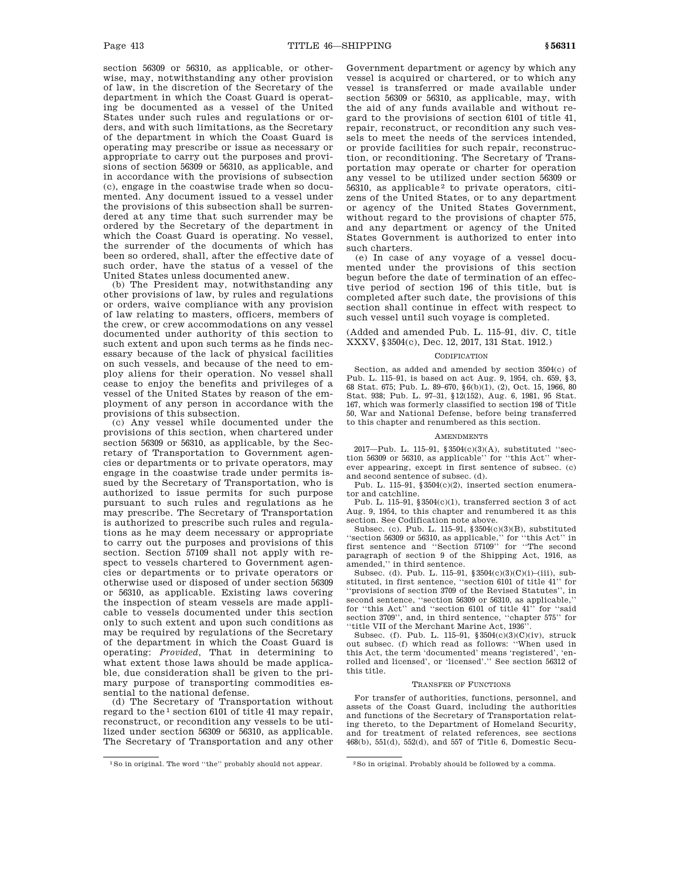section 56309 or 56310, as applicable, or otherwise, may, notwithstanding any other provision of law, in the discretion of the Secretary of the department in which the Coast Guard is operating be documented as a vessel of the United States under such rules and regulations or orders, and with such limitations, as the Secretary of the department in which the Coast Guard is operating may prescribe or issue as necessary or appropriate to carry out the purposes and provisions of section 56309 or 56310, as applicable, and in accordance with the provisions of subsection (c), engage in the coastwise trade when so documented. Any document issued to a vessel under the provisions of this subsection shall be surrendered at any time that such surrender may be ordered by the Secretary of the department in which the Coast Guard is operating. No vessel, the surrender of the documents of which has been so ordered, shall, after the effective date of such order, have the status of a vessel of the United States unless documented anew.

(b) The President may, notwithstanding any other provisions of law, by rules and regulations or orders, waive compliance with any provision of law relating to masters, officers, members of the crew, or crew accommodations on any vessel documented under authority of this section to such extent and upon such terms as he finds necessary because of the lack of physical facilities on such vessels, and because of the need to employ aliens for their operation. No vessel shall cease to enjoy the benefits and privileges of a vessel of the United States by reason of the employment of any person in accordance with the provisions of this subsection.

(c) Any vessel while documented under the provisions of this section, when chartered under section 56309 or 56310, as applicable, by the Secretary of Transportation to Government agencies or departments or to private operators, may engage in the coastwise trade under permits issued by the Secretary of Transportation, who is authorized to issue permits for such purpose pursuant to such rules and regulations as he may prescribe. The Secretary of Transportation is authorized to prescribe such rules and regulations as he may deem necessary or appropriate to carry out the purposes and provisions of this section. Section 57109 shall not apply with respect to vessels chartered to Government agencies or departments or to private operators or otherwise used or disposed of under section 56309 or 56310, as applicable. Existing laws covering the inspection of steam vessels are made applicable to vessels documented under this section only to such extent and upon such conditions as may be required by regulations of the Secretary of the department in which the Coast Guard is operating: *Provided*, That in determining to what extent those laws should be made applicable, due consideration shall be given to the primary purpose of transporting commodities essential to the national defense.

(d) The Secretary of Transportation without regard to the[1] section 6101 of title 41 may repair, reconstruct, or recondition any vessels to be utilized under section 56309 or 56310, as applicable. The Secretary of Transportation and any other Government department or agency by which any vessel is acquired or chartered, or to which any vessel is transferred or made available under section 56309 or 56310, as applicable, may, with the aid of any funds available and without regard to the provisions of section 6101 of title 41, repair, reconstruct, or recondition any such vessels to meet the needs of the services intended, or provide facilities for such repair, reconstruction, or reconditioning. The Secretary of Transportation may operate or charter for operation any vessel to be utilized under section 56309 or 56310, as applicable[2] to private operators, citizens of the United States, or to any department or agency of the United States Government, without regard to the provisions of chapter 575, and any department or agency of the United States Government is authorized to enter into such charters.

(e) In case of any voyage of a vessel documented under the provisions of this section begun before the date of termination of an effective period of section 196 of this title, but is completed after such date, the provisions of this section shall continue in effect with respect to such vessel until such voyage is completed.

(Added and amended Pub. L. 115–91, div. C, title XXXV, §3504(c), Dec. 12, 2017, 131 Stat. 1912.)

CODIFICATION

Section, as added and amended by section 3504(c) of Pub. L. 115–91, is based on act Aug. 9, 1954, ch. 659, §3, 68 Stat. 675; Pub. L. 89–670, §6(b)(1), (2), Oct. 15, 1966, 80 Stat. 938; Pub. L. 97–31, §12(152), Aug. 6, 1981, 95 Stat. 167, which was formerly classified to section 198 of Title 50, War and National Defense, before being transferred to this chapter and renumbered as this section.

AMENDMENTS

2017—Pub. L. 115–91, §3504(c)(3)(A), substituted "section 56309 or 56310, as applicable" for "this Act" wherever appearing, except in first sentence of subsec. (c) and second sentence of subsec. (d).

Pub. L. 115–91, §3504(c)(2), inserted section enumerator and catchline.

Pub. L. 115–91, §3504(c)(1), transferred section 3 of act Aug. 9, 1954, to this chapter and renumbered it as this section. See Codification note above.

Subsec. (c). Pub. L. 115–91, §3504(c)(3)(B), substituted "section 56309 or 56310, as applicable," for "this Act" in first sentence and "Section 57109" for "The second paragraph of section 9 of the Shipping Act, 1916, as amended," in third sentence.

Subsec. (d). Pub. L. 115–91, §3504(c)(3)(C)(i)–(iii), substituted, in first sentence, "section 6101 of title 41" for "provisions of section 3709 of the Revised Statutes", in second sentence, "section 56309 or 56310, as applicable," for "this Act" and "section 6101 of title 41" for "said section 3709", and, in third sentence, "chapter 575" for "title VII of the Merchant Marine Act, 1936".

Subsec. (f). Pub. L. 115–91, §3504(c)(3)(C)(iv), struck out subsec. (f) which read as follows: "When used in this Act, the term 'documented' means 'registered', 'enrolled and licensed', or 'licensed'." See section 56312 of this title.

TRANSFER OF FUNCTIONS

For transfer of authorities, functions, personnel, and assets of the Coast Guard, including the authorities and functions of the Secretary of Transportation relating thereto, to the Department of Homeland Security, and for treatment of related references, see sections 468(b), 551(d), 552(d), and 557 of Title 6, Domestic Secu-

[1] So in original. The word "the" probably should not appear.

[2] So in original. Probably should be followed by a comma.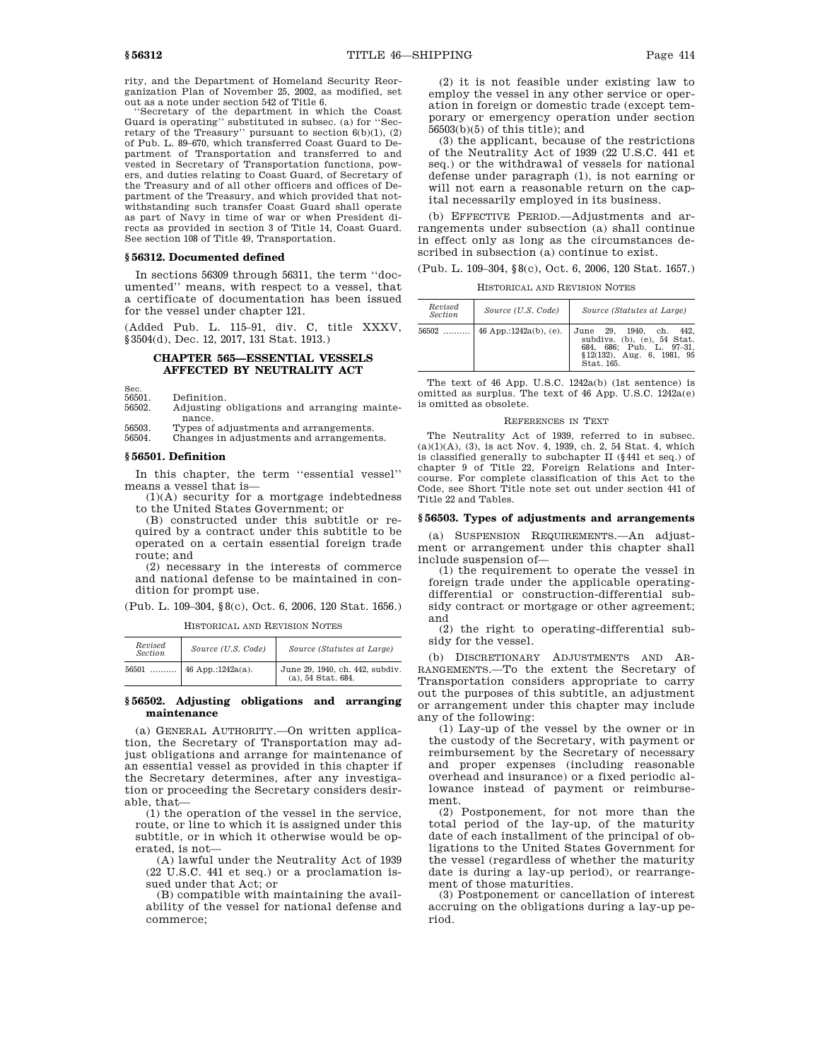rity, and the Department of Homeland Security Reorganization Plan of November 25, 2002, as modified, set out as a note under section 542 of Title 6.

''Secretary of the department in which the Coast Guard is operating'' substituted in subsec. (a) for ''Secretary of the Treasury'' pursuant to section 6(b)(1), (2) of Pub. L. 89–670, which transferred Coast Guard to Department of Transportation and transferred to and vested in Secretary of Transportation functions, powers, and duties relating to Coast Guard, of Secretary of the Treasury and of all other officers and offices of Department of the Treasury, and which provided that notwithstanding such transfer Coast Guard shall operate as part of Navy in time of war or when President directs as provided in section 3 of Title 14, Coast Guard. See section 108 of Title 49, Transportation.

### § 56312. Documented defined

In sections 56309 through 56311, the term ''documented'' means, with respect to a vessel, that a certificate of documentation has been issued for the vessel under chapter 121.

(Added Pub. L. 115–91, div. C, title XXXV, § 3504(d), Dec. 12, 2017, 131 Stat. 1913.)

## CHAPTER 565—ESSENTIAL VESSELS AFFECTED BY NEUTRALITY ACT

Sec.
56501. Definition.
56502. Adjusting obligations and arranging maintenance.
56503. Types of adjustments and arrangements.
56504. Changes in adjustments and arrangements.

### § 56501. Definition

In this chapter, the term ''essential vessel'' means a vessel that is—

(1)(A) security for a mortgage indebtedness to the United States Government; or

(B) constructed under this subtitle or required by a contract under this subtitle to be operated on a certain essential foreign trade route; and

(2) necessary in the interests of commerce and national defense to be maintained in condition for prompt use.

(Pub. L. 109–304, § 8(c), Oct. 6, 2006, 120 Stat. 1656.)

HISTORICAL AND REVISION NOTES

| *Revised Section* | *Source (U.S. Code)* | *Source (Statutes at Large)* |
|---|---|---|
| 56501 .......... | 46 App.:1242a(a). | June 29, 1940, ch. 442, subdiv. (a), 54 Stat. 684. |

### § 56502. Adjusting obligations and arranging maintenance

(a) GENERAL AUTHORITY.—On written application, the Secretary of Transportation may adjust obligations and arrange for maintenance of an essential vessel as provided in this chapter if the Secretary determines, after any investigation or proceeding the Secretary considers desirable, that—

(1) the operation of the vessel in the service, route, or line to which it is assigned under this subtitle, or in which it otherwise would be operated, is not—

(A) lawful under the Neutrality Act of 1939 (22 U.S.C. 441 et seq.) or a proclamation issued under that Act; or

(B) compatible with maintaining the availability of the vessel for national defense and commerce;

(2) it is not feasible under existing law to employ the vessel in any other service or operation in foreign or domestic trade (except temporary or emergency operation under section 56503(b)(5) of this title); and

(3) the applicant, because of the restrictions of the Neutrality Act of 1939 (22 U.S.C. 441 et seq.) or the withdrawal of vessels for national defense under paragraph (1), is not earning or will not earn a reasonable return on the capital necessarily employed in its business.

(b) EFFECTIVE PERIOD.—Adjustments and arrangements under subsection (a) shall continue in effect only as long as the circumstances described in subsection (a) continue to exist.

(Pub. L. 109–304, § 8(c), Oct. 6, 2006, 120 Stat. 1657.)

HISTORICAL AND REVISION NOTES

| *Revised Section* | *Source (U.S. Code)* | *Source (Statutes at Large)* |
|---|---|---|
| 56502 .......... | 46 App.:1242a(b), (e). | June 29, 1940, ch. 442, subdivs. (b), (e), 54 Stat. 684, 686; Pub. L. 97–31, § 12(132), Aug. 6, 1981, 95 Stat. 165. |

The text of 46 App. U.S.C. 1242a(b) (1st sentence) is omitted as surplus. The text of 46 App. U.S.C. 1242a(e) is omitted as obsolete.

REFERENCES IN TEXT

The Neutrality Act of 1939, referred to in subsec. (a)(1)(A), (3), is act Nov. 4, 1939, ch. 2, 54 Stat. 4, which is classified generally to subchapter II (§ 441 et seq.) of chapter 9 of Title 22, Foreign Relations and Intercourse. For complete classification of this Act to the Code, see Short Title note set out under section 441 of Title 22 and Tables.

### § 56503. Types of adjustments and arrangements

(a) SUSPENSION REQUIREMENTS.—An adjustment or arrangement under this chapter shall include suspension of—

(1) the requirement to operate the vessel in foreign trade under the applicable operating-differential or construction-differential subsidy contract or mortgage or other agreement; and

(2) the right to operating-differential subsidy for the vessel.

(b) DISCRETIONARY ADJUSTMENTS AND ARRANGEMENTS.—To the extent the Secretary of Transportation considers appropriate to carry out the purposes of this subtitle, an adjustment or arrangement under this chapter may include any of the following:

(1) Lay-up of the vessel by the owner or in the custody of the Secretary, with payment or reimbursement by the Secretary of necessary and proper expenses (including reasonable overhead and insurance) or a fixed periodic allowance instead of payment or reimbursement.

(2) Postponement, for not more than the total period of the lay-up, of the maturity date of each installment of the principal of obligations to the United States Government for the vessel (regardless of whether the maturity date is during a lay-up period), or rearrangement of those maturities.

(3) Postponement or cancellation of interest accruing on the obligations during a lay-up period.